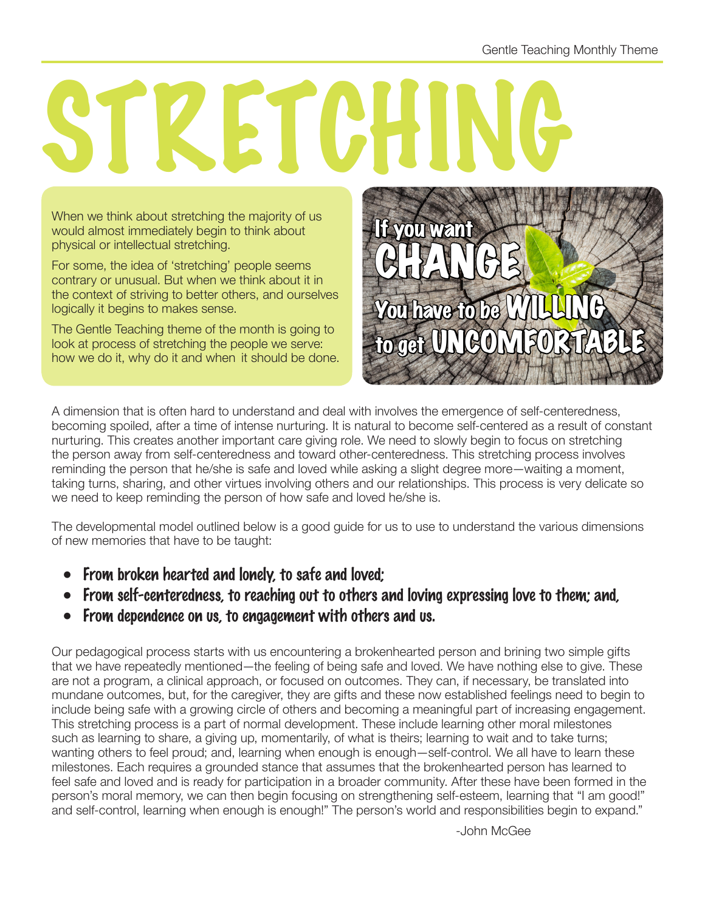# STRETCHING

When we think about stretching the majority of us would almost immediately begin to think about physical or intellectual stretching.

For some, the idea of 'stretching' people seems contrary or unusual. But when we think about it in the context of striving to better others, and ourselves logically it begins to makes sense.

The Gentle Teaching theme of the month is going to look at process of stretching the people we serve: how we do it, why do it and when it should be done.

If you want CHANGE You have to be WILLING to get UNCOMFORTABLE

A dimension that is often hard to understand and deal with involves the emergence of self-centeredness, becoming spoiled, after a time of intense nurturing. It is natural to become self-centered as a result of constant nurturing. This creates another important care giving role. We need to slowly begin to focus on stretching the person away from self-centeredness and toward other-centeredness. This stretching process involves reminding the person that he/she is safe and loved while asking a slight degree more—waiting a moment, taking turns, sharing, and other virtues involving others and our relationships. This process is very delicate so we need to keep reminding the person of how safe and loved he/she is.

The developmental model outlined below is a good guide for us to use to understand the various dimensions of new memories that have to be taught:

- **From broken hearted and lonely, to safe and loved;**
- **From self-centeredness, to reaching out to others and loving expressing love to them; and,**
- **From dependence on us, to engagement with others and us.**

Our pedagogical process starts with us encountering a brokenhearted person and brining two simple gifts that we have repeatedly mentioned—the feeling of being safe and loved. We have nothing else to give. These are not a program, a clinical approach, or focused on outcomes. They can, if necessary, be translated into mundane outcomes, but, for the caregiver, they are gifts and these now established feelings need to begin to include being safe with a growing circle of others and becoming a meaningful part of increasing engagement. This stretching process is a part of normal development. These include learning other moral milestones such as learning to share, a giving up, momentarily, of what is theirs; learning to wait and to take turns; wanting others to feel proud; and, learning when enough is enough—self-control. We all have to learn these milestones. Each requires a grounded stance that assumes that the brokenhearted person has learned to feel safe and loved and is ready for participation in a broader community. After these have been formed in the person's moral memory, we can then begin focusing on strengthening self-esteem, learning that "I am good!" and self-control, learning when enough is enough!" The person's world and responsibilities begin to expand."

-John McGee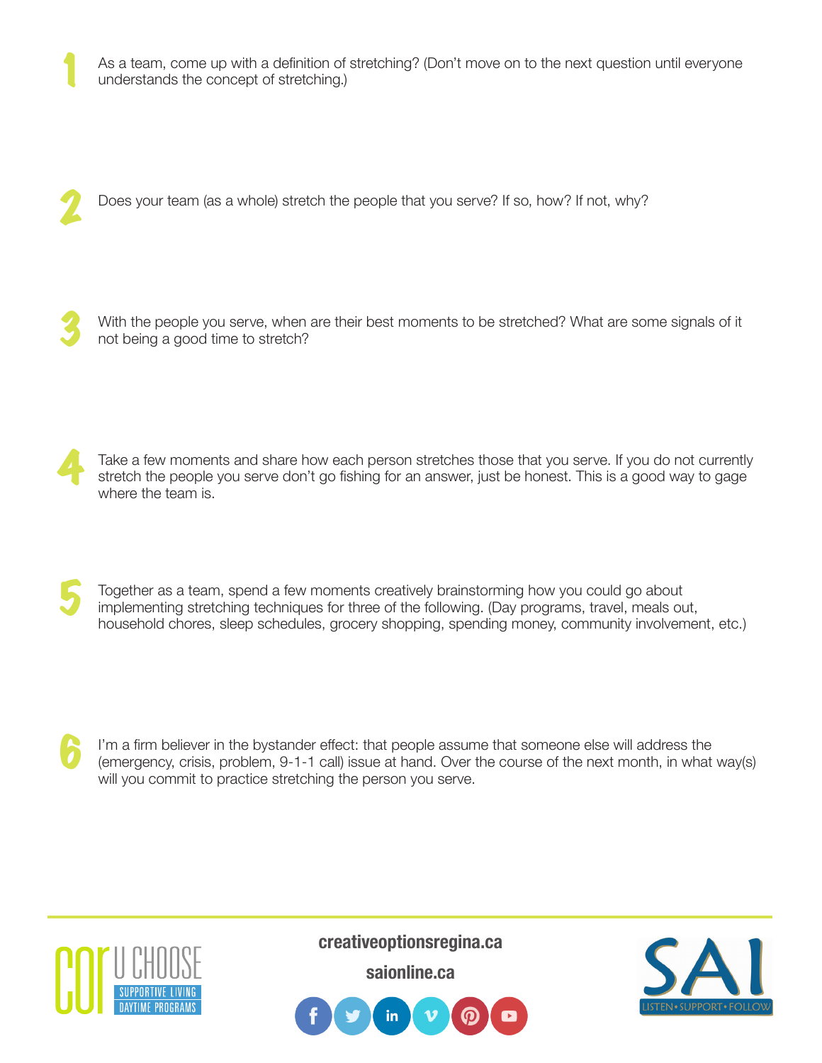1. As a team, come up with a definition of stretching? (Don't move on to the next question until everyone understands the concept of stretching.)

2. Does your team (as a whole) stretch the people that you serve? If so, how? If not, why?

3. With the people you serve, when are their best moments to be stretched? What are some signals of it not being a good time to stretch?

4. Take a few moments and share how each person stretches those that you serve. If you do not currently stretch the people you serve don't go fishing for an answer, just be honest. This is a good way to gage where the team is.

5. Together as a team, spend a few moments creatively brainstorming how you could go about implementing stretching techniques for three of the following. (Day programs, travel, meals out, household chores, sleep schedules, grocery shopping, spending money, community involvement, etc.)

6. I'm a firm believer in the bystander effect: that people assume that someone else will address the (emergency, crisis, problem, 9-1-1 call) issue at hand. Over the course of the next month, in what way(s) will you commit to practice stretching the person you serve.

COR U CHOOSE SUPPORTIVE LIVING DAYTIME PROGRAMS

creativeoptionsregina.ca

saionline.ca

SAI LISTEN • SUPPORT • FOLLOW